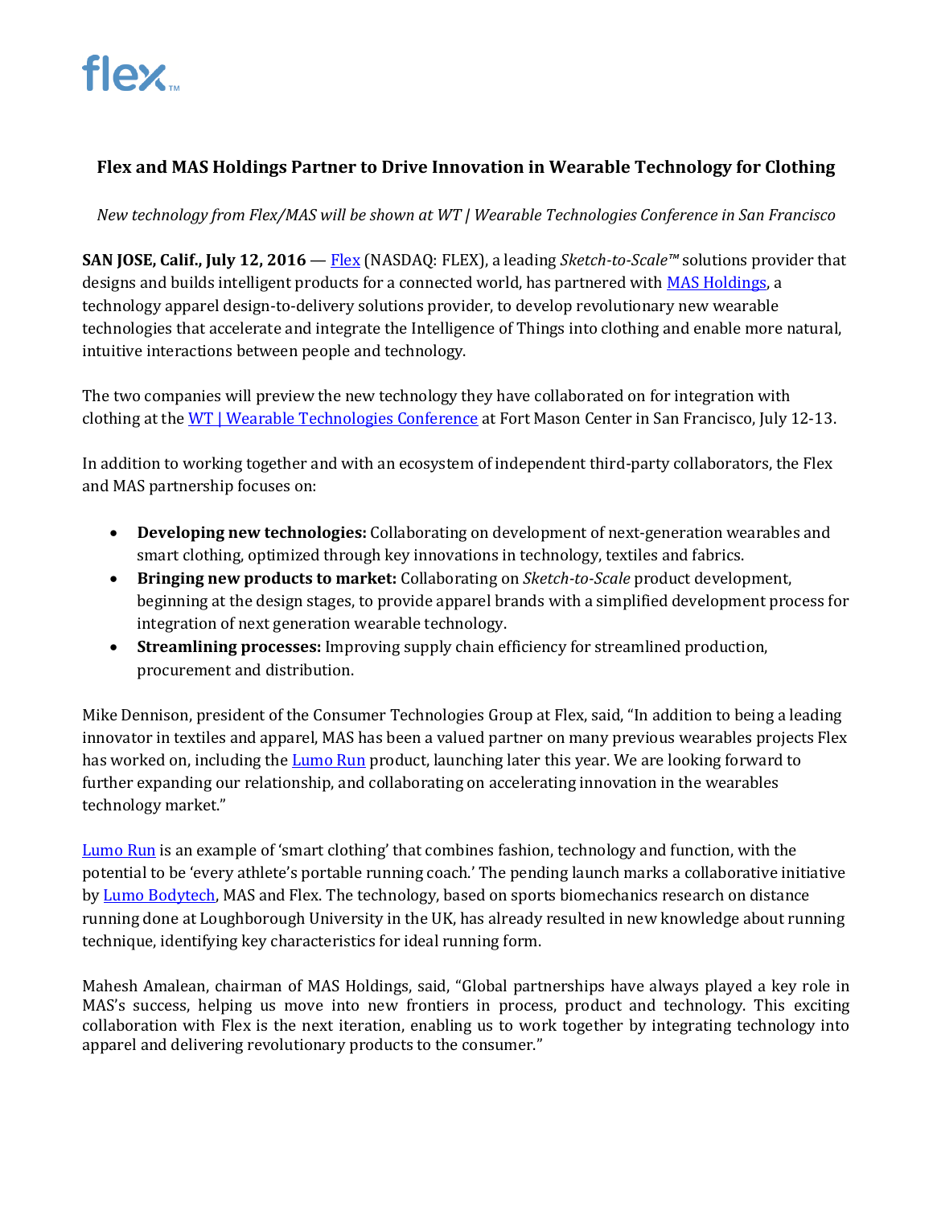# Flex and MAS Holdings Partner to Drive Innovation in Wearable Technology for Clothing

*New technology from Flex/MAS will be shown at WT | Wearable Technologies Conference in San Francisco*

**SAN JOSE, Calif., July 12, 2016** — Flex (NASDAQ: FLEX), a leading *Sketch-to-Scale™* solutions provider that designs and builds intelligent products for a connected world, has partnered with MAS Holdings, a technology apparel design-to-delivery solutions provider, to develop revolutionary new wearable technologies that accelerate and integrate the Intelligence of Things into clothing and enable more natural, intuitive interactions between people and technology.

The two companies will preview the new technology they have collaborated on for integration with clothing at the WT | Wearable Technologies Conference at Fort Mason Center in San Francisco, July 12-13.

In addition to working together and with an ecosystem of independent third-party collaborators, the Flex and MAS partnership focuses on:

- **Developing new technologies:** Collaborating on development of next-generation wearables and smart clothing, optimized through key innovations in technology, textiles and fabrics.
- **Bringing new products to market:** Collaborating on *Sketch-to-Scale* product development, beginning at the design stages, to provide apparel brands with a simplified development process for integration of next generation wearable technology.
- **Streamlining processes:** Improving supply chain efficiency for streamlined production, procurement and distribution.

Mike Dennison, president of the Consumer Technologies Group at Flex, said, "In addition to being a leading innovator in textiles and apparel, MAS has been a valued partner on many previous wearables projects Flex has worked on, including the Lumo Run product, launching later this year. We are looking forward to further expanding our relationship, and collaborating on accelerating innovation in the wearables technology market."

Lumo Run is an example of 'smart clothing' that combines fashion, technology and function, with the potential to be 'every athlete's portable running coach.' The pending launch marks a collaborative initiative by Lumo Bodytech, MAS and Flex. The technology, based on sports biomechanics research on distance running done at Loughborough University in the UK, has already resulted in new knowledge about running technique, identifying key characteristics for ideal running form.

Mahesh Amalean, chairman of MAS Holdings, said, "Global partnerships have always played a key role in MAS's success, helping us move into new frontiers in process, product and technology. This exciting collaboration with Flex is the next iteration, enabling us to work together by integrating technology into apparel and delivering revolutionary products to the consumer."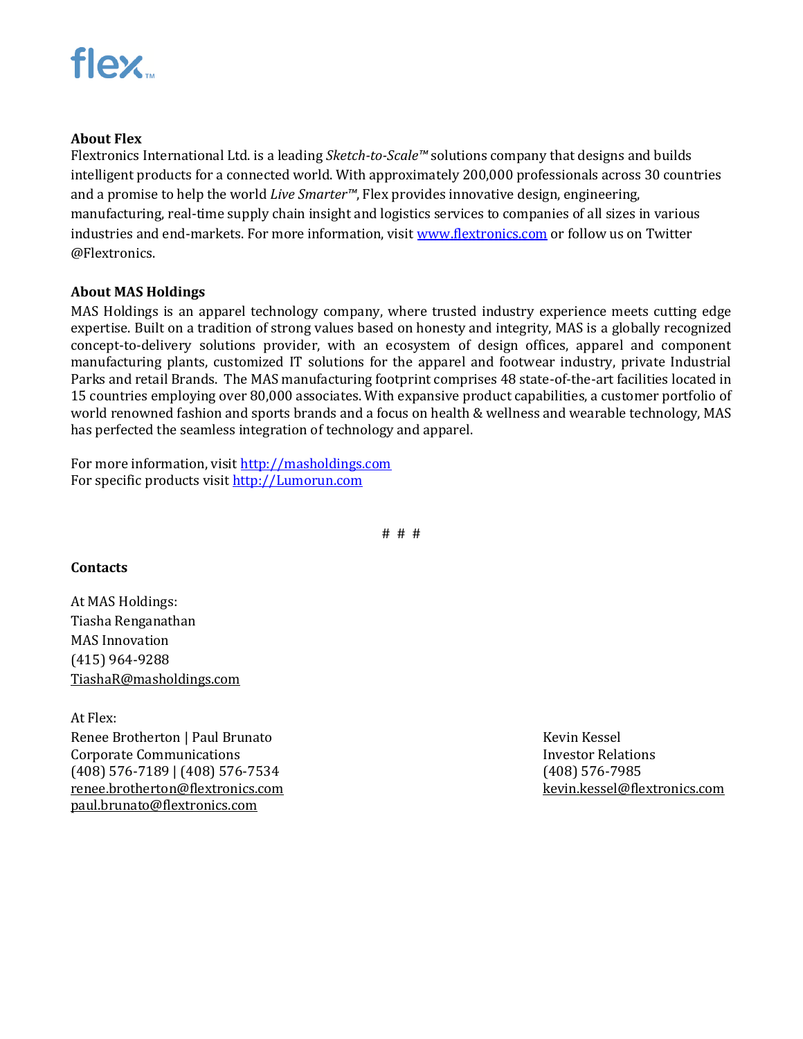**About Flex**

Flextronics International Ltd. is a leading *Sketch-to-Scale™* solutions company that designs and builds intelligent products for a connected world. With approximately 200,000 professionals across 30 countries and a promise to help the world *Live Smarter™*, Flex provides innovative design, engineering, manufacturing, real-time supply chain insight and logistics services to companies of all sizes in various industries and end-markets. For more information, visit [www.flextronics.com](http://www.flextronics.com) or follow us on Twitter @Flextronics.

**About MAS Holdings**

MAS Holdings is an apparel technology company, where trusted industry experience meets cutting edge expertise. Built on a tradition of strong values based on honesty and integrity, MAS is a globally recognized concept-to-delivery solutions provider, with an ecosystem of design offices, apparel and component manufacturing plants, customized IT solutions for the apparel and footwear industry, private Industrial Parks and retail Brands. The MAS manufacturing footprint comprises 48 state-of-the-art facilities located in 15 countries employing over 80,000 associates. With expansive product capabilities, a customer portfolio of world renowned fashion and sports brands and a focus on health & wellness and wearable technology, MAS has perfected the seamless integration of technology and apparel.

For more information, visit [http://masholdings.com](http://masholdings.com)
For specific products visit [http://Lumorun.com](http://Lumorun.com)

# # #

**Contacts**

At MAS Holdings:
Tiasha Renganathan
MAS Innovation
(415) 964-9288
TiashaR@masholdings.com

At Flex:
Renee Brotherton | Paul Brunato
Corporate Communications
(408) 576-7189 | (408) 576-7534
renee.brotherton@flextronics.com
paul.brunato@flextronics.com

Kevin Kessel
Investor Relations
(408) 576-7985
kevin.kessel@flextronics.com